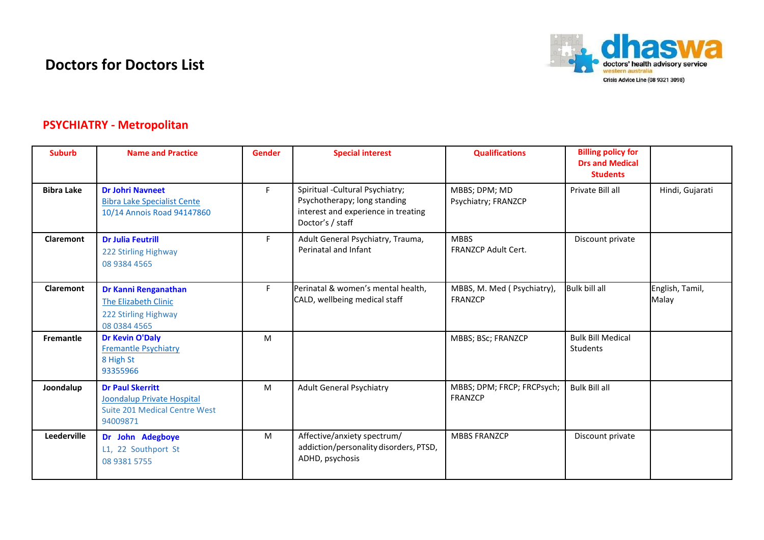# Doctors for Doctors List

dhaswa
doctors' health advisory service
western australia
Crisis Advice Line (08 9321 3098)

## PSYCHIATRY - Metropolitan

| Suburb | Name and Practice | Gender | Special interest | Qualifications | Billing policy for Drs and Medical Students | |
|---|---|---|---|---|---|---|
| **Bibra Lake** | **Dr Johri Navneet**<br>Bibra Lake Specialist Cente<br>10/14 Annois Road 94147860 | F | Spiritual -Cultural Psychiatry; Psychotherapy; long standing interest and experience in treating Doctor's / staff | MBBS; DPM; MD Psychiatry; FRANZCP | Private Bill all | Hindi, Gujarati |
| **Claremont** | **Dr Julia Feutrill**<br>222 Stirling Highway<br>08 9384 4565 | F | Adult General Psychiatry, Trauma, Perinatal and Infant | MBBS<br>FRANZCP Adult Cert. | Discount private | |
| **Claremont** | **Dr Kanni Renganathan**<br>The Elizabeth Clinic<br>222 Stirling Highway<br>08 0384 4565 | F | Perinatal & women's mental health, CALD, wellbeing medical staff | MBBS, M. Med ( Psychiatry), FRANZCP | Bulk bill all | English, Tamil, Malay |
| **Fremantle** | **Dr Kevin O'Daly**<br>Fremantle Psychiatry<br>8 High St<br>93355966 | M | | MBBS; BSc; FRANZCP | Bulk Bill Medical Students | |
| **Joondalup** | **Dr Paul Skerritt**<br>Joondalup Private Hospital<br>Suite 201 Medical Centre West<br>94009871 | M | Adult General Psychiatry | MBBS; DPM; FRCP; FRCPsych; FRANZCP | Bulk Bill all | |
| **Leederville** | **Dr John Adegboye**<br>L1, 22 Southport St<br>08 9381 5755 | M | Affective/anxiety spectrum/ addiction/personality disorders, PTSD, ADHD, psychosis | MBBS FRANZCP | Discount private | |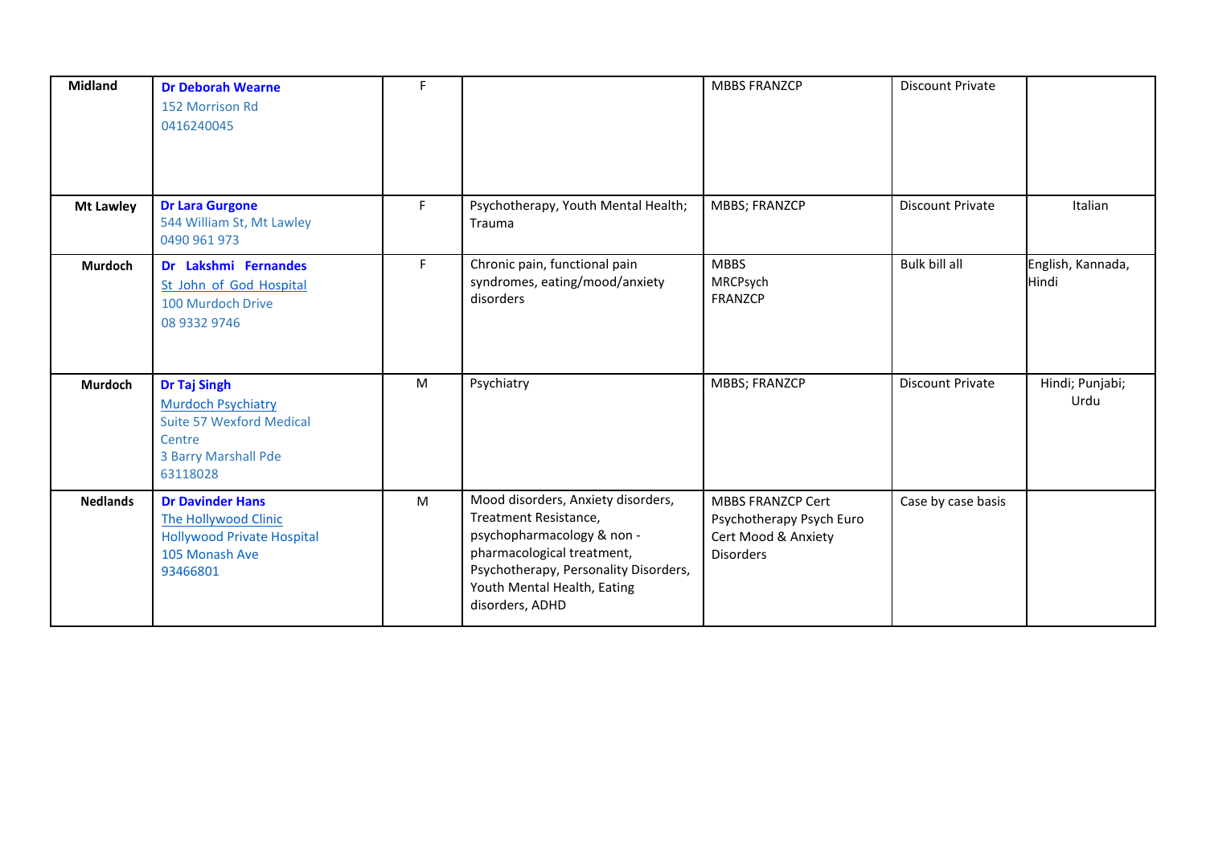| Midland | **Dr Deborah Wearne**<br>152 Morrison Rd<br>0416240045 | F | | MBBS FRANZCP | Discount Private | |
|---|---|---|---|---|---|---|
| Mt Lawley | **Dr Lara Gurgone**<br>544 William St, Mt Lawley<br>0490 961 973 | F | Psychotherapy, Youth Mental Health; Trauma | MBBS; FRANZCP | Discount Private | Italian |
| Murdoch | **Dr Lakshmi Fernandes**<br>St John of God Hospital<br>100 Murdoch Drive<br>08 9332 9746 | F | Chronic pain, functional pain syndromes, eating/mood/anxiety disorders | MBBS<br>MRCPsych<br>FRANZCP | Bulk bill all | English, Kannada, Hindi |
| Murdoch | **Dr Taj Singh**<br>Murdoch Psychiatry<br>Suite 57 Wexford Medical Centre<br>3 Barry Marshall Pde<br>63118028 | M | Psychiatry | MBBS; FRANZCP | Discount Private | Hindi; Punjabi; Urdu |
| Nedlands | **Dr Davinder Hans**<br>The Hollywood Clinic<br>Hollywood Private Hospital<br>105 Monash Ave<br>93466801 | M | Mood disorders, Anxiety disorders, Treatment Resistance, psychopharmacology & non -pharmacological treatment, Psychotherapy, Personality Disorders, Youth Mental Health, Eating disorders, ADHD | MBBS FRANZCP Cert Psychotherapy Psych Euro Cert Mood & Anxiety Disorders | Case by case basis | |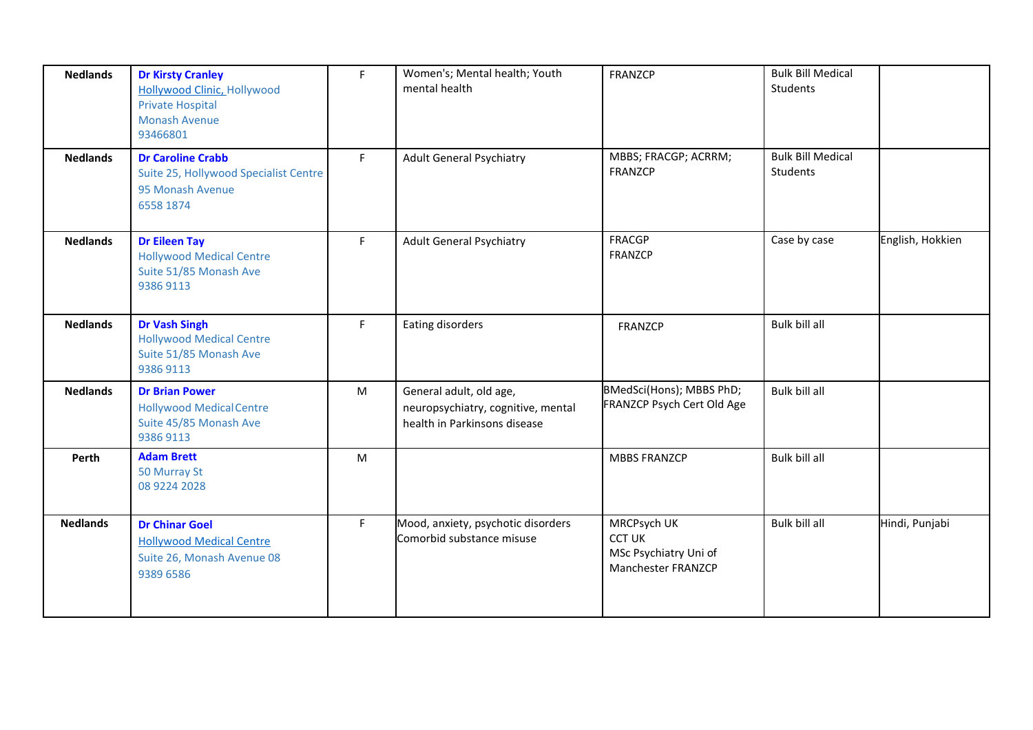| Nedlands | **Dr Kirsty Cranley**<br>Hollywood Clinic, Hollywood Private Hospital<br>Monash Avenue<br>93466801 | F | Women's; Mental health; Youth mental health | FRANZCP | Bulk Bill Medical Students | |
|---|---|---|---|---|---|---|
| Nedlands | **Dr Caroline Crabb**<br>Suite 25, Hollywood Specialist Centre<br>95 Monash Avenue<br>6558 1874 | F | Adult General Psychiatry | MBBS; FRACGP; ACRRM; FRANZCP | Bulk Bill Medical Students | |
| Nedlands | **Dr Eileen Tay**<br>Hollywood Medical Centre<br>Suite 51/85 Monash Ave<br>9386 9113 | F | Adult General Psychiatry | FRACGP<br>FRANZCP | Case by case | English, Hokkien |
| Nedlands | **Dr Vash Singh**<br>Hollywood Medical Centre<br>Suite 51/85 Monash Ave<br>9386 9113 | F | Eating disorders | FRANZCP | Bulk bill all | |
| Nedlands | **Dr Brian Power**<br>Hollywood Medical Centre<br>Suite 45/85 Monash Ave<br>9386 9113 | M | General adult, old age, neuropsychiatry, cognitive, mental health in Parkinsons disease | BMedSci(Hons); MBBS PhD; FRANZCP Psych Cert Old Age | Bulk bill all | |
| Perth | **Adam Brett**<br>50 Murray St<br>08 9224 2028 | M | | MBBS FRANZCP | Bulk bill all | |
| Nedlands | **Dr Chinar Goel**<br>Hollywood Medical Centre<br>Suite 26, Monash Avenue 08 9389 6586 | F | Mood, anxiety, psychotic disorders<br>Comorbid substance misuse | MRCPsych UK<br>CCT UK<br>MSc Psychiatry Uni of Manchester FRANZCP | Bulk bill all | Hindi, Punjabi |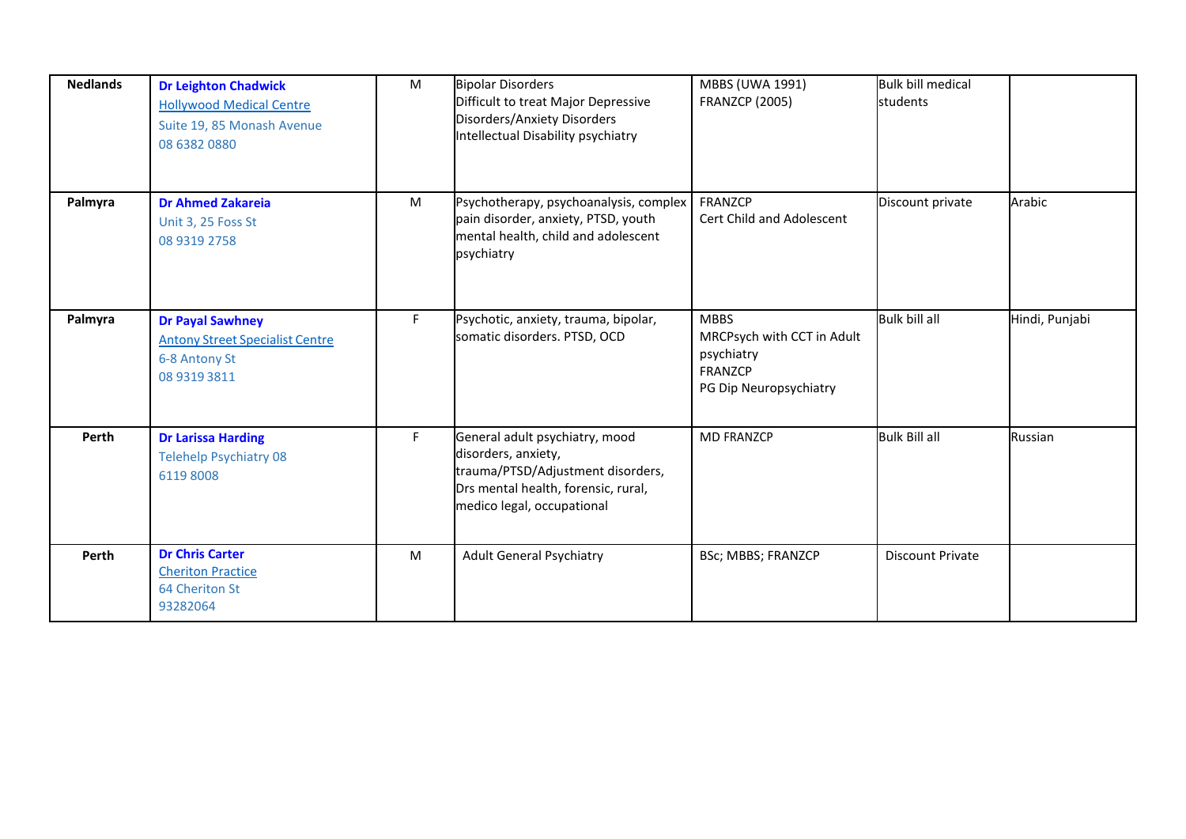| | | | | | | |
|---|---|---|---|---|---|---|
| **Nedlands** | **Dr Leighton Chadwick**<br>Hollywood Medical Centre<br>Suite 19, 85 Monash Avenue<br>08 6382 0880 | M | Bipolar Disorders<br>Difficult to treat Major Depressive Disorders/Anxiety Disorders<br>Intellectual Disability psychiatry | MBBS (UWA 1991)<br>FRANZCP (2005) | Bulk bill medical students | |
| **Palmyra** | **Dr Ahmed Zakareia**<br>Unit 3, 25 Foss St<br>08 9319 2758 | M | Psychotherapy, psychoanalysis, complex pain disorder, anxiety, PTSD, youth mental health, child and adolescent psychiatry | FRANZCP<br>Cert Child and Adolescent | Discount private | Arabic |
| **Palmyra** | **Dr Payal Sawhney**<br>Antony Street Specialist Centre<br>6-8 Antony St<br>08 9319 3811 | F | Psychotic, anxiety, trauma, bipolar, somatic disorders. PTSD, OCD | MBBS<br>MRCPsych with CCT in Adult psychiatry<br>FRANZCP<br>PG Dip Neuropsychiatry | Bulk bill all | Hindi, Punjabi |
| **Perth** | **Dr Larissa Harding**<br>Telehelp Psychiatry 08 6119 8008 | F | General adult psychiatry, mood disorders, anxiety, trauma/PTSD/Adjustment disorders, Drs mental health, forensic, rural, medico legal, occupational | MD FRANZCP | Bulk Bill all | Russian |
| **Perth** | **Dr Chris Carter**<br>Cheriton Practice<br>64 Cheriton St<br>93282064 | M | Adult General Psychiatry | BSc; MBBS; FRANZCP | Discount Private | |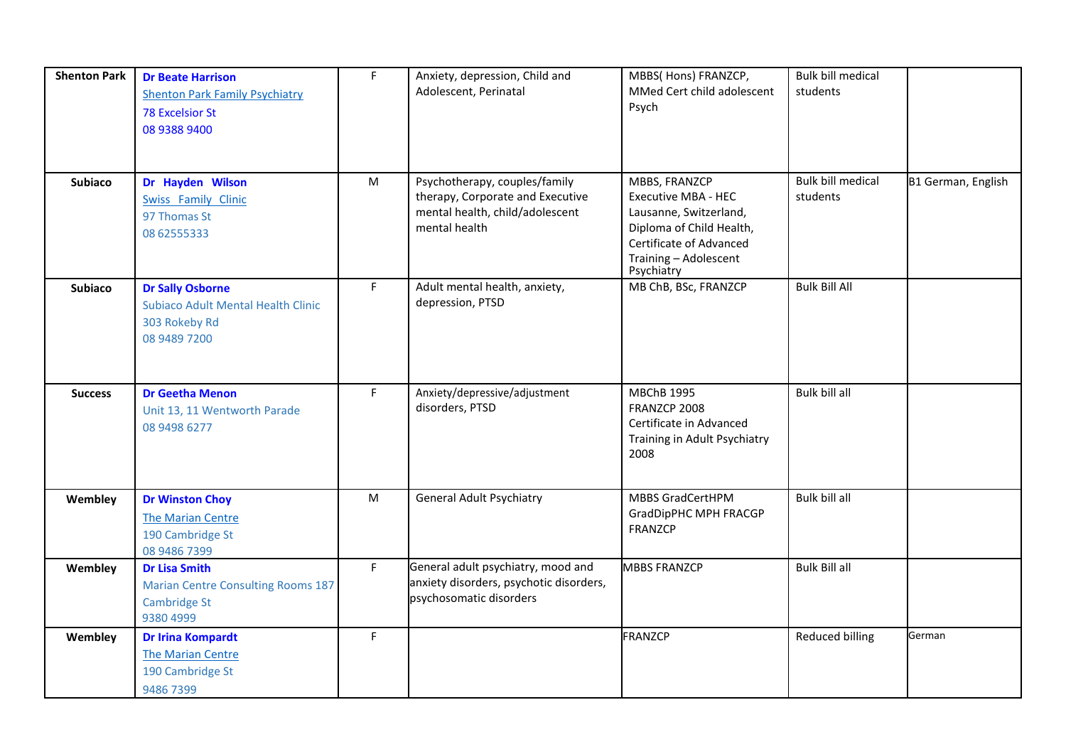| | | | | | | |
|---|---|---|---|---|---|---|
| **Shenton Park** | **Dr Beate Harrison**<br>Shenton Park Family Psychiatry<br>78 Excelsior St<br>08 9388 9400 | F | Anxiety, depression, Child and Adolescent, Perinatal | MBBS( Hons) FRANZCP, MMed Cert child adolescent Psych | Bulk bill medical students | |
| **Subiaco** | **Dr Hayden Wilson**<br>Swiss Family Clinic<br>97 Thomas St<br>08 62555333 | M | Psychotherapy, couples/family therapy, Corporate and Executive mental health, child/adolescent mental health | MBBS, FRANZCP<br>Executive MBA - HEC Lausanne, Switzerland,<br>Diploma of Child Health,<br>Certificate of Advanced Training – Adolescent Psychiatry | Bulk bill medical students | B1 German, English |
| **Subiaco** | **Dr Sally Osborne**<br>Subiaco Adult Mental Health Clinic<br>303 Rokeby Rd<br>08 9489 7200 | F | Adult mental health, anxiety, depression, PTSD | MB ChB, BSc, FRANZCP | Bulk Bill All | |
| **Success** | **Dr Geetha Menon**<br>Unit 13, 11 Wentworth Parade<br>08 9498 6277 | F | Anxiety/depressive/adjustment disorders, PTSD | MBChB 1995<br>FRANZCP 2008<br>Certificate in Advanced Training in Adult Psychiatry 2008 | Bulk bill all | |
| **Wembley** | **Dr Winston Choy**<br>The Marian Centre<br>190 Cambridge St<br>08 9486 7399 | M | General Adult Psychiatry | MBBS GradCertHPM GradDipPHC MPH FRACGP FRANZCP | Bulk bill all | |
| **Wembley** | **Dr Lisa Smith**<br>Marian Centre Consulting Rooms 187 Cambridge St<br>9380 4999 | F | General adult psychiatry, mood and anxiety disorders, psychotic disorders, psychosomatic disorders | MBBS FRANZCP | Bulk Bill all | |
| **Wembley** | **Dr Irina Kompardt**<br>The Marian Centre<br>190 Cambridge St<br>9486 7399 | F | | FRANZCP | Reduced billing | German |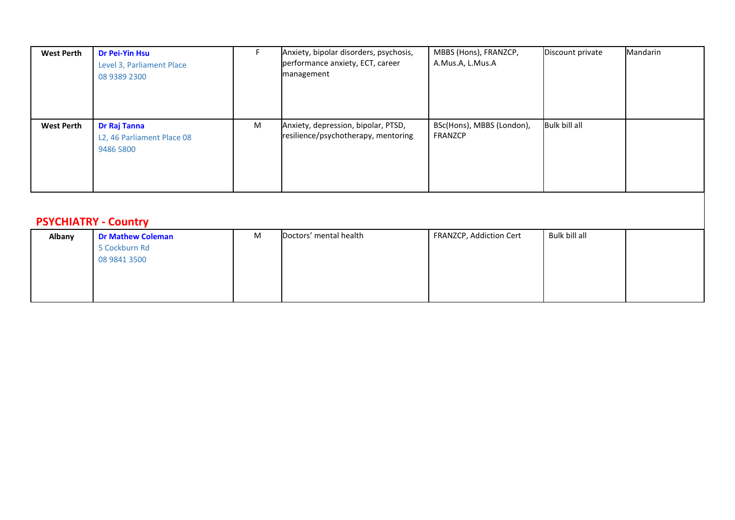| | | | | | | |
|---|---|---|---|---|---|---|
| **West Perth** | **Dr Pei-Yin Hsu**<br>Level 3, Parliament Place<br>08 9389 2300 | F | Anxiety, bipolar disorders, psychosis, performance anxiety, ECT, career management | MBBS (Hons), FRANZCP, A.Mus.A, L.Mus.A | Discount private | Mandarin |
| **West Perth** | **Dr Raj Tanna**<br>L2, 46 Parliament Place 08 9486 5800 | M | Anxiety, depression, bipolar, PTSD, resilience/psychotherapy, mentoring | BSc(Hons), MBBS (London), FRANZCP | Bulk bill all | |

## PSYCHIATRY - Country

| | | | | | | |
|---|---|---|---|---|---|---|
| **Albany** | **Dr Mathew Coleman**<br>5 Cockburn Rd<br>08 9841 3500 | M | Doctors' mental health | FRANZCP, Addiction Cert | Bulk bill all | |